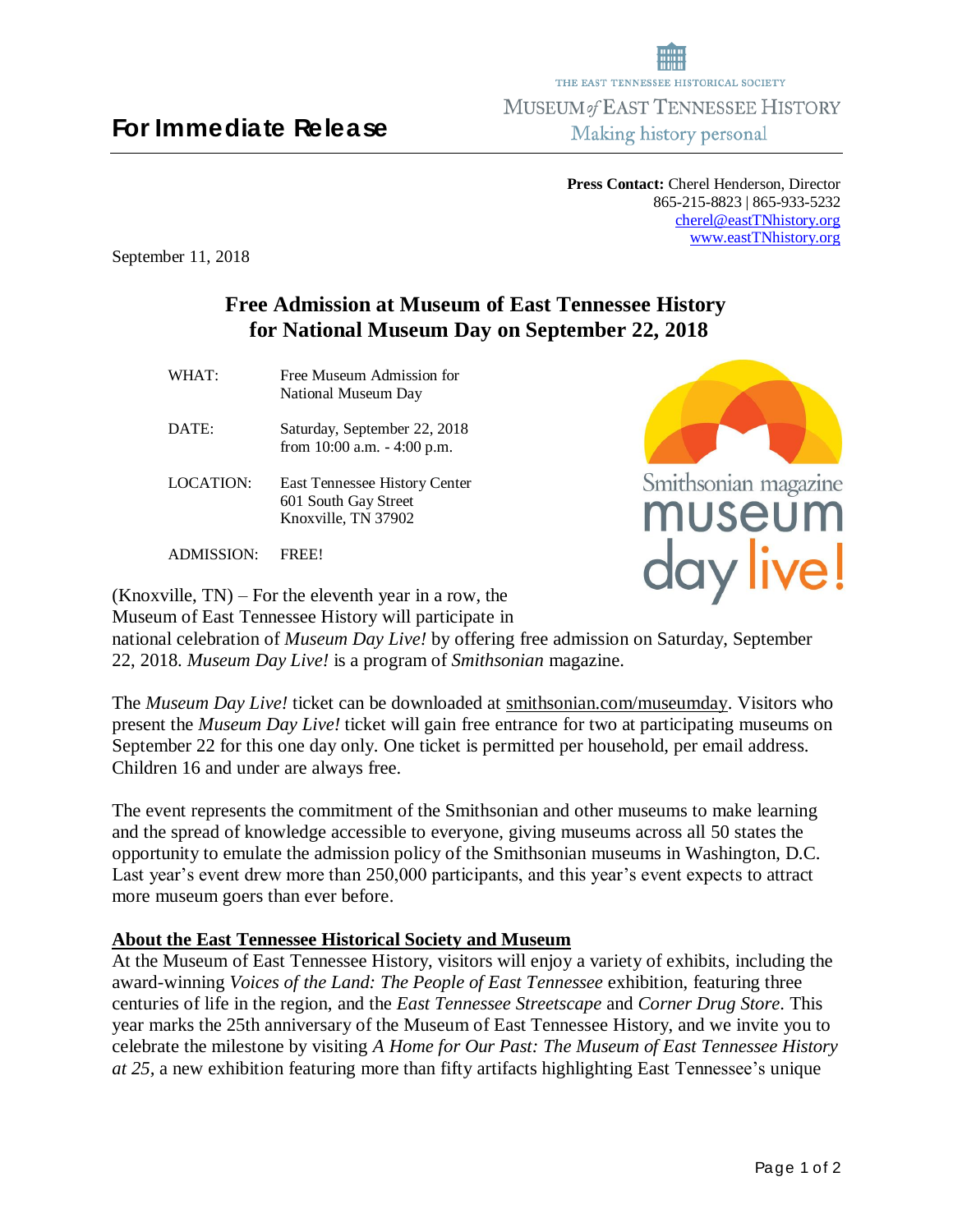THE EAST TENNESSEE HISTORICAL SOCIETY

MUSEUM *of* EAST TENNESSEE HISTORY

Making history personal

# For Immediate Release

**Press Contact:** Cherel Henderson, Director
865-215-8823 | 865-933-5232
cherel@eastTNhistory.org
www.eastTNhistory.org

September 11, 2018

## Free Admission at Museum of East Tennessee History for National Museum Day on September 22, 2018

| | |
|---|---|
| WHAT: | Free Museum Admission for National Museum Day |
| DATE: | Saturday, September 22, 2018 from 10:00 a.m. - 4:00 p.m. |
| LOCATION: | East Tennessee History Center<br>601 South Gay Street<br>Knoxville, TN 37902 |
| ADMISSION: | FREE! |

(Knoxville, TN) – For the eleventh year in a row, the Museum of East Tennessee History will participate in national celebration of *Museum Day Live!* by offering free admission on Saturday, September 22, 2018. *Museum Day Live!* is a program of *Smithsonian* magazine.

The *Museum Day Live!* ticket can be downloaded at smithsonian.com/museumday. Visitors who present the *Museum Day Live!* ticket will gain free entrance for two at participating museums on September 22 for this one day only. One ticket is permitted per household, per email address. Children 16 and under are always free.

The event represents the commitment of the Smithsonian and other museums to make learning and the spread of knowledge accessible to everyone, giving museums across all 50 states the opportunity to emulate the admission policy of the Smithsonian museums in Washington, D.C. Last year's event drew more than 250,000 participants, and this year's event expects to attract more museum goers than ever before.

### About the East Tennessee Historical Society and Museum

At the Museum of East Tennessee History, visitors will enjoy a variety of exhibits, including the award-winning *Voices of the Land: The People of East Tennessee* exhibition, featuring three centuries of life in the region, and the *East Tennessee Streetscape* and *Corner Drug Store*. This year marks the 25th anniversary of the Museum of East Tennessee History, and we invite you to celebrate the milestone by visiting *A Home for Our Past: The Museum of East Tennessee History at 25*, a new exhibition featuring more than fifty artifacts highlighting East Tennessee's unique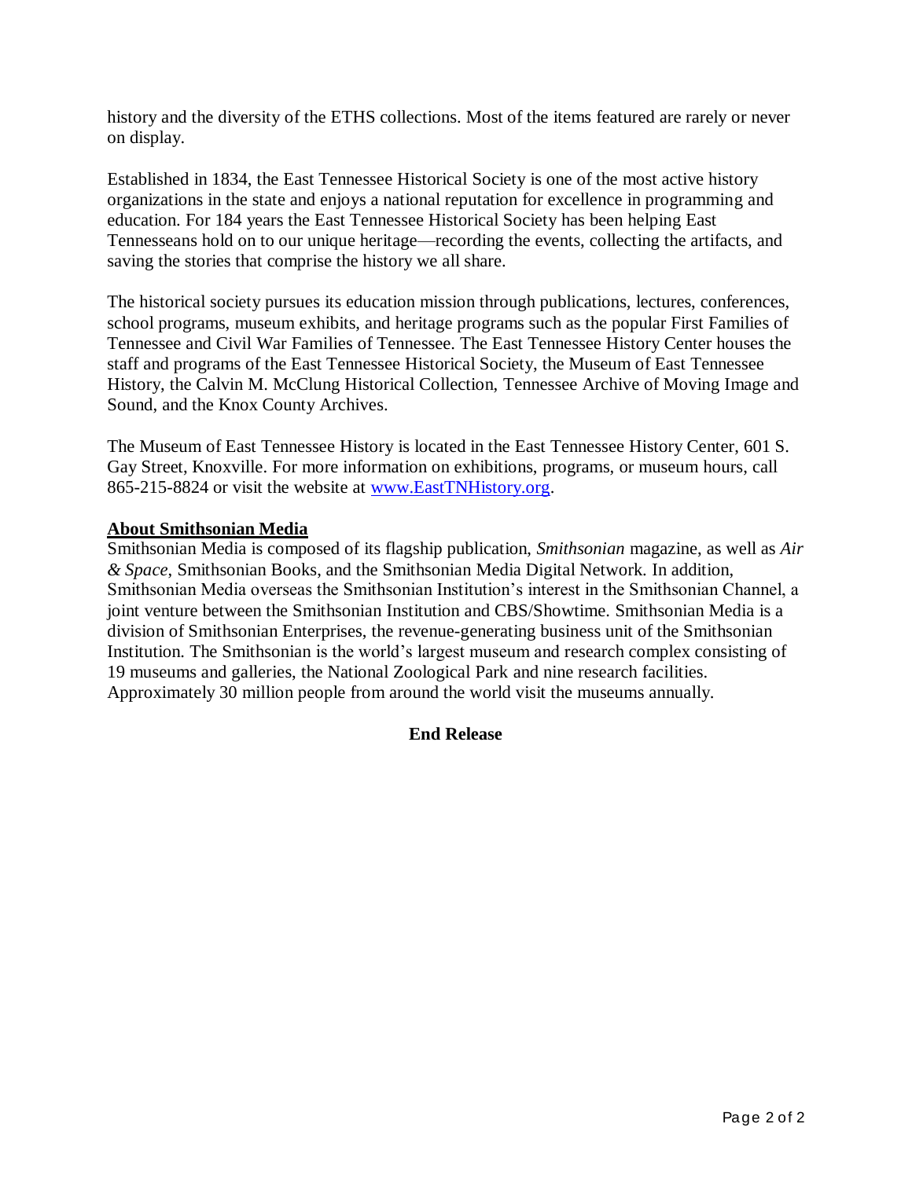history and the diversity of the ETHS collections. Most of the items featured are rarely or never on display.

Established in 1834, the East Tennessee Historical Society is one of the most active history organizations in the state and enjoys a national reputation for excellence in programming and education. For 184 years the East Tennessee Historical Society has been helping East Tennesseans hold on to our unique heritage—recording the events, collecting the artifacts, and saving the stories that comprise the history we all share.

The historical society pursues its education mission through publications, lectures, conferences, school programs, museum exhibits, and heritage programs such as the popular First Families of Tennessee and Civil War Families of Tennessee. The East Tennessee History Center houses the staff and programs of the East Tennessee Historical Society, the Museum of East Tennessee History, the Calvin M. McClung Historical Collection, Tennessee Archive of Moving Image and Sound, and the Knox County Archives.

The Museum of East Tennessee History is located in the East Tennessee History Center, 601 S. Gay Street, Knoxville. For more information on exhibitions, programs, or museum hours, call 865-215-8824 or visit the website at [www.EastTNHistory.org](http://www.EastTNHistory.org).

**About Smithsonian Media**

Smithsonian Media is composed of its flagship publication, *Smithsonian* magazine, as well as *Air & Space*, Smithsonian Books, and the Smithsonian Media Digital Network. In addition, Smithsonian Media overseas the Smithsonian Institution's interest in the Smithsonian Channel, a joint venture between the Smithsonian Institution and CBS/Showtime. Smithsonian Media is a division of Smithsonian Enterprises, the revenue-generating business unit of the Smithsonian Institution. The Smithsonian is the world's largest museum and research complex consisting of 19 museums and galleries, the National Zoological Park and nine research facilities. Approximately 30 million people from around the world visit the museums annually.

**End Release**